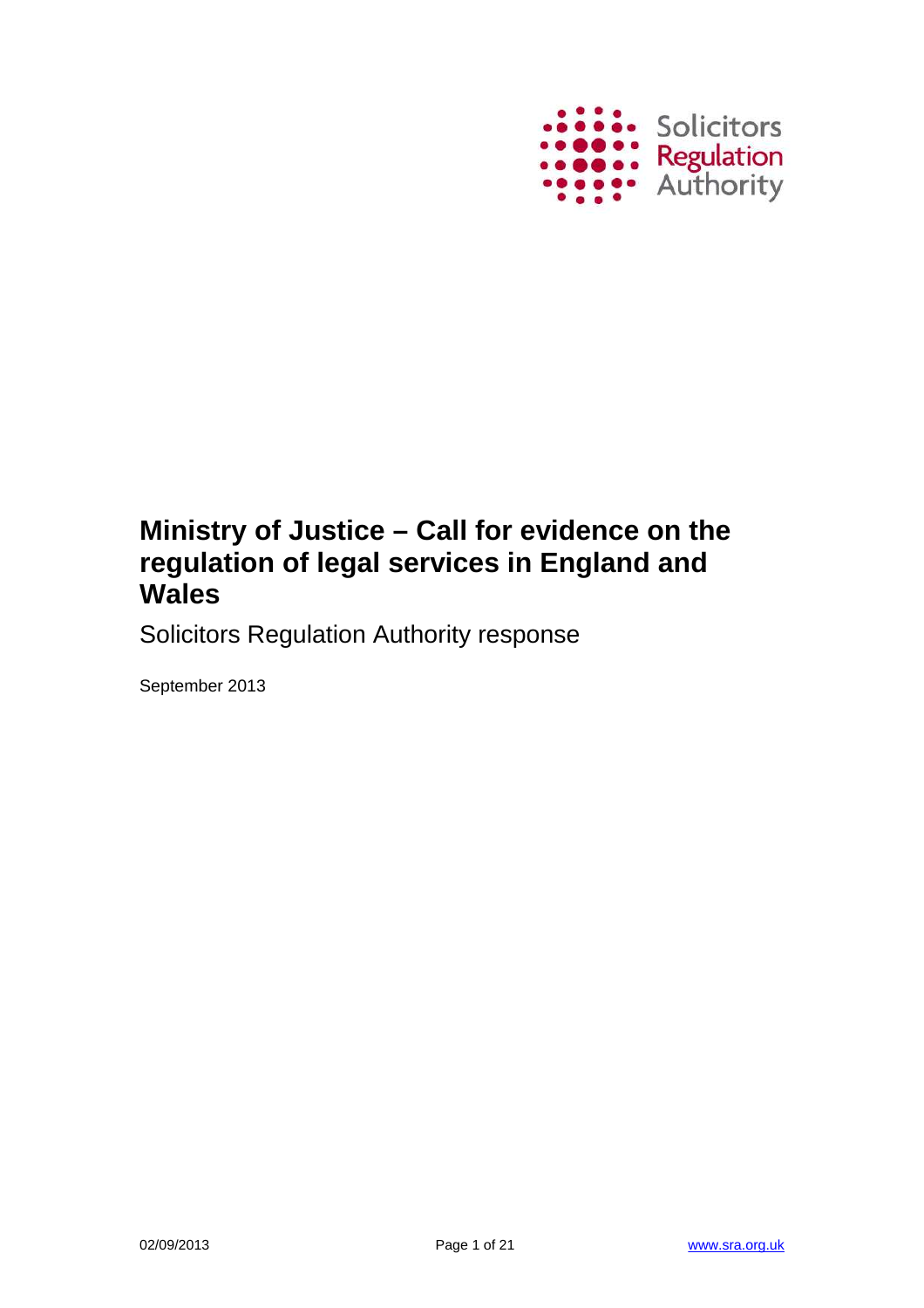Solicitors Regulation Authority

# Ministry of Justice – Call for evidence on the regulation of legal services in England and Wales

Solicitors Regulation Authority response

September 2013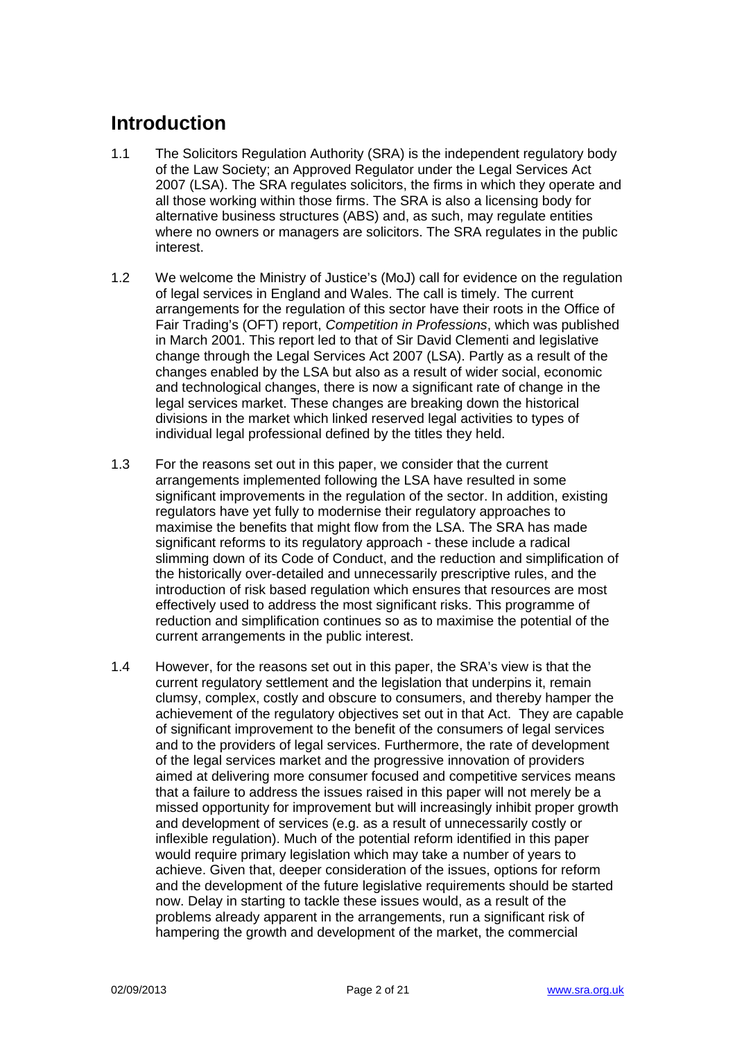## Introduction

1.1 The Solicitors Regulation Authority (SRA) is the independent regulatory body of the Law Society; an Approved Regulator under the Legal Services Act 2007 (LSA). The SRA regulates solicitors, the firms in which they operate and all those working within those firms. The SRA is also a licensing body for alternative business structures (ABS) and, as such, may regulate entities where no owners or managers are solicitors. The SRA regulates in the public interest.

1.2 We welcome the Ministry of Justice's (MoJ) call for evidence on the regulation of legal services in England and Wales. The call is timely. The current arrangements for the regulation of this sector have their roots in the Office of Fair Trading's (OFT) report, *Competition in Professions*, which was published in March 2001. This report led to that of Sir David Clementi and legislative change through the Legal Services Act 2007 (LSA). Partly as a result of the changes enabled by the LSA but also as a result of wider social, economic and technological changes, there is now a significant rate of change in the legal services market. These changes are breaking down the historical divisions in the market which linked reserved legal activities to types of individual legal professional defined by the titles they held.

1.3 For the reasons set out in this paper, we consider that the current arrangements implemented following the LSA have resulted in some significant improvements in the regulation of the sector. In addition, existing regulators have yet fully to modernise their regulatory approaches to maximise the benefits that might flow from the LSA. The SRA has made significant reforms to its regulatory approach - these include a radical slimming down of its Code of Conduct, and the reduction and simplification of the historically over-detailed and unnecessarily prescriptive rules, and the introduction of risk based regulation which ensures that resources are most effectively used to address the most significant risks. This programme of reduction and simplification continues so as to maximise the potential of the current arrangements in the public interest.

1.4 However, for the reasons set out in this paper, the SRA's view is that the current regulatory settlement and the legislation that underpins it, remain clumsy, complex, costly and obscure to consumers, and thereby hamper the achievement of the regulatory objectives set out in that Act. They are capable of significant improvement to the benefit of the consumers of legal services and to the providers of legal services. Furthermore, the rate of development of the legal services market and the progressive innovation of providers aimed at delivering more consumer focused and competitive services means that a failure to address the issues raised in this paper will not merely be a missed opportunity for improvement but will increasingly inhibit proper growth and development of services (e.g. as a result of unnecessarily costly or inflexible regulation). Much of the potential reform identified in this paper would require primary legislation which may take a number of years to achieve. Given that, deeper consideration of the issues, options for reform and the development of the future legislative requirements should be started now. Delay in starting to tackle these issues would, as a result of the problems already apparent in the arrangements, run a significant risk of hampering the growth and development of the market, the commercial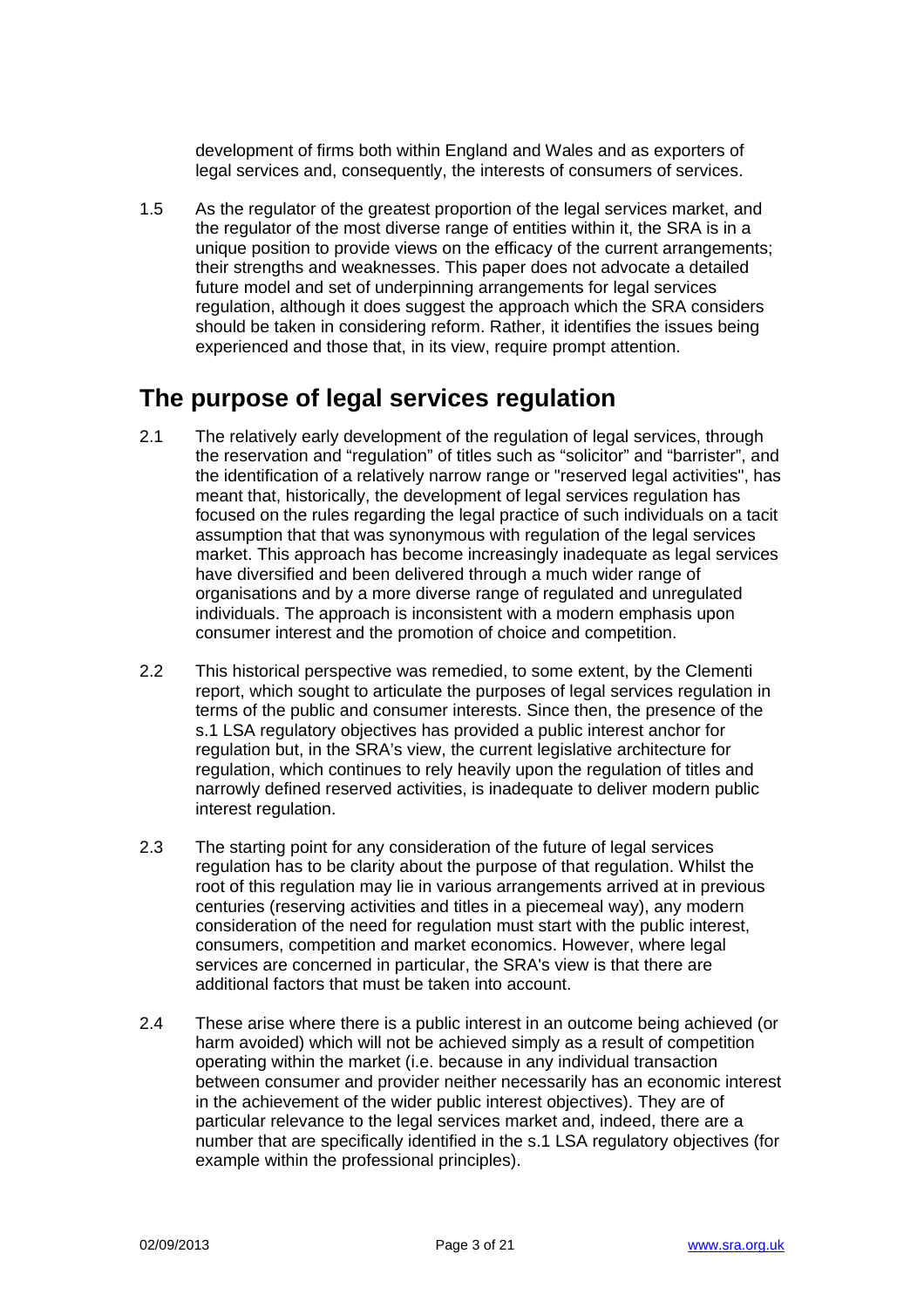development of firms both within England and Wales and as exporters of legal services and, consequently, the interests of consumers of services.

1.5 As the regulator of the greatest proportion of the legal services market, and the regulator of the most diverse range of entities within it, the SRA is in a unique position to provide views on the efficacy of the current arrangements; their strengths and weaknesses. This paper does not advocate a detailed future model and set of underpinning arrangements for legal services regulation, although it does suggest the approach which the SRA considers should be taken in considering reform. Rather, it identifies the issues being experienced and those that, in its view, require prompt attention.

## The purpose of legal services regulation

2.1 The relatively early development of the regulation of legal services, through the reservation and "regulation" of titles such as "solicitor" and "barrister", and the identification of a relatively narrow range or "reserved legal activities", has meant that, historically, the development of legal services regulation has focused on the rules regarding the legal practice of such individuals on a tacit assumption that that was synonymous with regulation of the legal services market. This approach has become increasingly inadequate as legal services have diversified and been delivered through a much wider range of organisations and by a more diverse range of regulated and unregulated individuals. The approach is inconsistent with a modern emphasis upon consumer interest and the promotion of choice and competition.

2.2 This historical perspective was remedied, to some extent, by the Clementi report, which sought to articulate the purposes of legal services regulation in terms of the public and consumer interests. Since then, the presence of the s.1 LSA regulatory objectives has provided a public interest anchor for regulation but, in the SRA's view, the current legislative architecture for regulation, which continues to rely heavily upon the regulation of titles and narrowly defined reserved activities, is inadequate to deliver modern public interest regulation.

2.3 The starting point for any consideration of the future of legal services regulation has to be clarity about the purpose of that regulation. Whilst the root of this regulation may lie in various arrangements arrived at in previous centuries (reserving activities and titles in a piecemeal way), any modern consideration of the need for regulation must start with the public interest, consumers, competition and market economics. However, where legal services are concerned in particular, the SRA's view is that there are additional factors that must be taken into account.

2.4 These arise where there is a public interest in an outcome being achieved (or harm avoided) which will not be achieved simply as a result of competition operating within the market (i.e. because in any individual transaction between consumer and provider neither necessarily has an economic interest in the achievement of the wider public interest objectives). They are of particular relevance to the legal services market and, indeed, there are a number that are specifically identified in the s.1 LSA regulatory objectives (for example within the professional principles).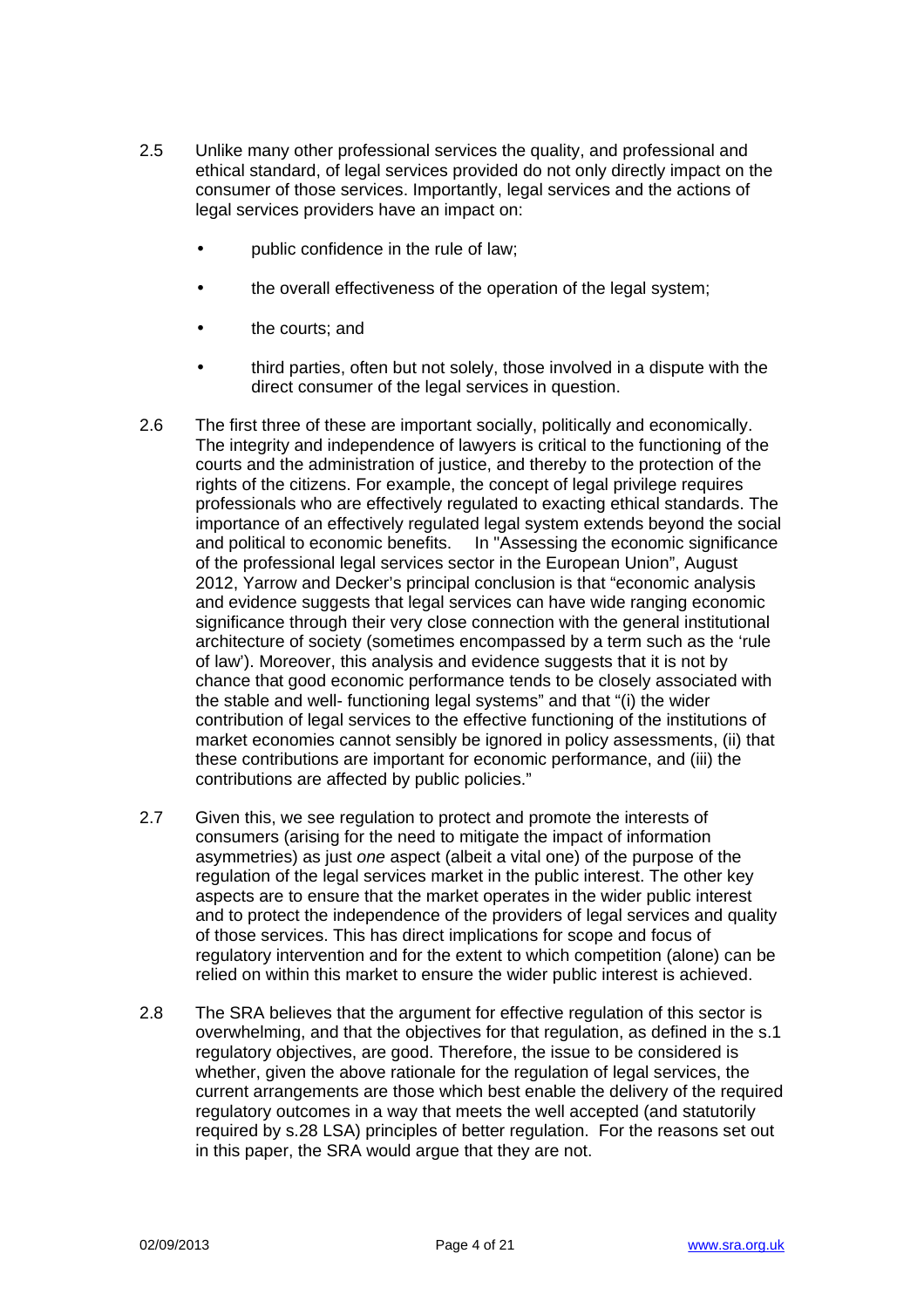2.5 Unlike many other professional services the quality, and professional and ethical standard, of legal services provided do not only directly impact on the consumer of those services. Importantly, legal services and the actions of legal services providers have an impact on:

- public confidence in the rule of law;
- the overall effectiveness of the operation of the legal system;
- the courts; and
- third parties, often but not solely, those involved in a dispute with the direct consumer of the legal services in question.

2.6 The first three of these are important socially, politically and economically. The integrity and independence of lawyers is critical to the functioning of the courts and the administration of justice, and thereby to the protection of the rights of the citizens. For example, the concept of legal privilege requires professionals who are effectively regulated to exacting ethical standards. The importance of an effectively regulated legal system extends beyond the social and political to economic benefits. In "Assessing the economic significance of the professional legal services sector in the European Union", August 2012, Yarrow and Decker's principal conclusion is that "economic analysis and evidence suggests that legal services can have wide ranging economic significance through their very close connection with the general institutional architecture of society (sometimes encompassed by a term such as the 'rule of law'). Moreover, this analysis and evidence suggests that it is not by chance that good economic performance tends to be closely associated with the stable and well- functioning legal systems" and that "(i) the wider contribution of legal services to the effective functioning of the institutions of market economies cannot sensibly be ignored in policy assessments, (ii) that these contributions are important for economic performance, and (iii) the contributions are affected by public policies."

2.7 Given this, we see regulation to protect and promote the interests of consumers (arising for the need to mitigate the impact of information asymmetries) as just *one* aspect (albeit a vital one) of the purpose of the regulation of the legal services market in the public interest. The other key aspects are to ensure that the market operates in the wider public interest and to protect the independence of the providers of legal services and quality of those services. This has direct implications for scope and focus of regulatory intervention and for the extent to which competition (alone) can be relied on within this market to ensure the wider public interest is achieved.

2.8 The SRA believes that the argument for effective regulation of this sector is overwhelming, and that the objectives for that regulation, as defined in the s.1 regulatory objectives, are good. Therefore, the issue to be considered is whether, given the above rationale for the regulation of legal services, the current arrangements are those which best enable the delivery of the required regulatory outcomes in a way that meets the well accepted (and statutorily required by s.28 LSA) principles of better regulation. For the reasons set out in this paper, the SRA would argue that they are not.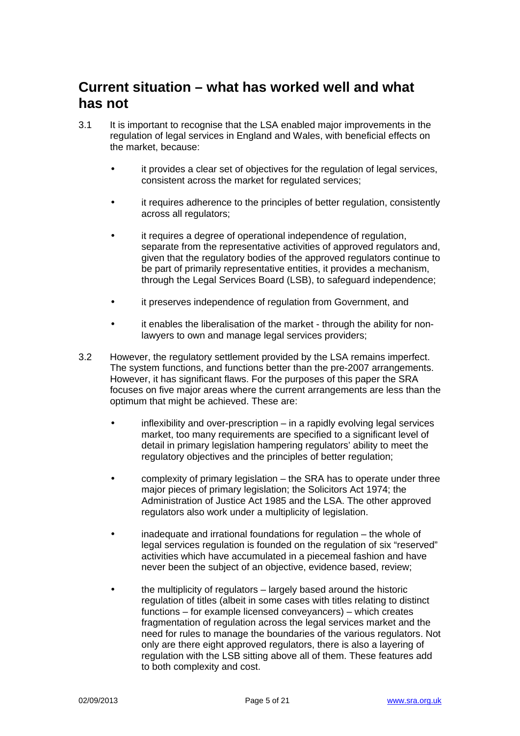## Current situation – what has worked well and what has not

3.1 It is important to recognise that the LSA enabled major improvements in the regulation of legal services in England and Wales, with beneficial effects on the market, because:

- it provides a clear set of objectives for the regulation of legal services, consistent across the market for regulated services;
- it requires adherence to the principles of better regulation, consistently across all regulators;
- it requires a degree of operational independence of regulation, separate from the representative activities of approved regulators and, given that the regulatory bodies of the approved regulators continue to be part of primarily representative entities, it provides a mechanism, through the Legal Services Board (LSB), to safeguard independence;
- it preserves independence of regulation from Government, and
- it enables the liberalisation of the market - through the ability for non-lawyers to own and manage legal services providers;

3.2 However, the regulatory settlement provided by the LSA remains imperfect. The system functions, and functions better than the pre-2007 arrangements. However, it has significant flaws. For the purposes of this paper the SRA focuses on five major areas where the current arrangements are less than the optimum that might be achieved. These are:

- inflexibility and over-prescription – in a rapidly evolving legal services market, too many requirements are specified to a significant level of detail in primary legislation hampering regulators' ability to meet the regulatory objectives and the principles of better regulation;
- complexity of primary legislation – the SRA has to operate under three major pieces of primary legislation; the Solicitors Act 1974; the Administration of Justice Act 1985 and the LSA. The other approved regulators also work under a multiplicity of legislation.
- inadequate and irrational foundations for regulation – the whole of legal services regulation is founded on the regulation of six "reserved" activities which have accumulated in a piecemeal fashion and have never been the subject of an objective, evidence based, review;
- the multiplicity of regulators – largely based around the historic regulation of titles (albeit in some cases with titles relating to distinct functions – for example licensed conveyancers) – which creates fragmentation of regulation across the legal services market and the need for rules to manage the boundaries of the various regulators. Not only are there eight approved regulators, there is also a layering of regulation with the LSB sitting above all of them. These features add to both complexity and cost.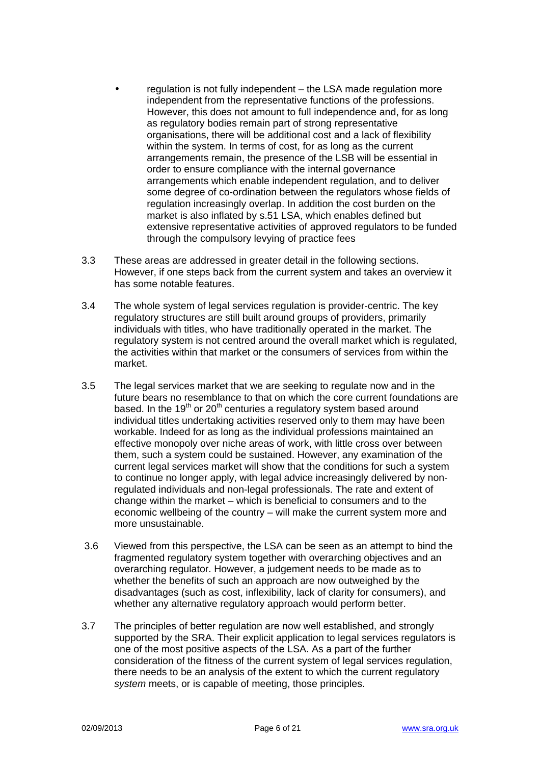- regulation is not fully independent – the LSA made regulation more independent from the representative functions of the professions. However, this does not amount to full independence and, for as long as regulatory bodies remain part of strong representative organisations, there will be additional cost and a lack of flexibility within the system. In terms of cost, for as long as the current arrangements remain, the presence of the LSB will be essential in order to ensure compliance with the internal governance arrangements which enable independent regulation, and to deliver some degree of co-ordination between the regulators whose fields of regulation increasingly overlap. In addition the cost burden on the market is also inflated by s.51 LSA, which enables defined but extensive representative activities of approved regulators to be funded through the compulsory levying of practice fees

3.3 These areas are addressed in greater detail in the following sections. However, if one steps back from the current system and takes an overview it has some notable features.

3.4 The whole system of legal services regulation is provider-centric. The key regulatory structures are still built around groups of providers, primarily individuals with titles, who have traditionally operated in the market. The regulatory system is not centred around the overall market which is regulated, the activities within that market or the consumers of services from within the market.

3.5 The legal services market that we are seeking to regulate now and in the future bears no resemblance to that on which the core current foundations are based. In the 19th or 20th centuries a regulatory system based around individual titles undertaking activities reserved only to them may have been workable. Indeed for as long as the individual professions maintained an effective monopoly over niche areas of work, with little cross over between them, such a system could be sustained. However, any examination of the current legal services market will show that the conditions for such a system to continue no longer apply, with legal advice increasingly delivered by non-regulated individuals and non-legal professionals. The rate and extent of change within the market – which is beneficial to consumers and to the economic wellbeing of the country – will make the current system more and more unsustainable.

3.6 Viewed from this perspective, the LSA can be seen as an attempt to bind the fragmented regulatory system together with overarching objectives and an overarching regulator. However, a judgement needs to be made as to whether the benefits of such an approach are now outweighed by the disadvantages (such as cost, inflexibility, lack of clarity for consumers), and whether any alternative regulatory approach would perform better.

3.7 The principles of better regulation are now well established, and strongly supported by the SRA. Their explicit application to legal services regulators is one of the most positive aspects of the LSA. As a part of the further consideration of the fitness of the current system of legal services regulation, there needs to be an analysis of the extent to which the current regulatory *system* meets, or is capable of meeting, those principles.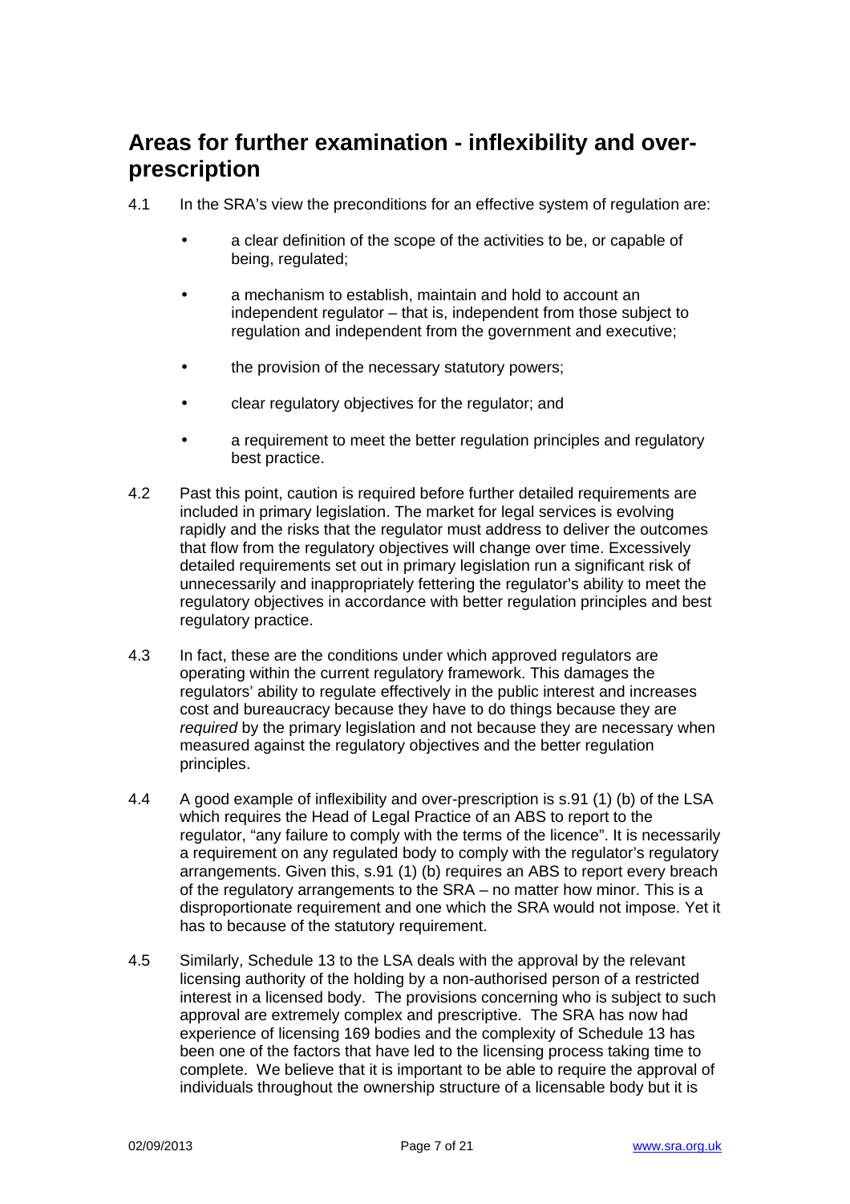## Areas for further examination - inflexibility and over-prescription

4.1 In the SRA's view the preconditions for an effective system of regulation are:

- a clear definition of the scope of the activities to be, or capable of being, regulated;
- a mechanism to establish, maintain and hold to account an independent regulator – that is, independent from those subject to regulation and independent from the government and executive;
- the provision of the necessary statutory powers;
- clear regulatory objectives for the regulator; and
- a requirement to meet the better regulation principles and regulatory best practice.

4.2 Past this point, caution is required before further detailed requirements are included in primary legislation. The market for legal services is evolving rapidly and the risks that the regulator must address to deliver the outcomes that flow from the regulatory objectives will change over time. Excessively detailed requirements set out in primary legislation run a significant risk of unnecessarily and inappropriately fettering the regulator's ability to meet the regulatory objectives in accordance with better regulation principles and best regulatory practice.

4.3 In fact, these are the conditions under which approved regulators are operating within the current regulatory framework. This damages the regulators' ability to regulate effectively in the public interest and increases cost and bureaucracy because they have to do things because they are *required* by the primary legislation and not because they are necessary when measured against the regulatory objectives and the better regulation principles.

4.4 A good example of inflexibility and over-prescription is s.91 (1) (b) of the LSA which requires the Head of Legal Practice of an ABS to report to the regulator, "any failure to comply with the terms of the licence". It is necessarily a requirement on any regulated body to comply with the regulator's regulatory arrangements. Given this, s.91 (1) (b) requires an ABS to report every breach of the regulatory arrangements to the SRA – no matter how minor. This is a disproportionate requirement and one which the SRA would not impose. Yet it has to because of the statutory requirement.

4.5 Similarly, Schedule 13 to the LSA deals with the approval by the relevant licensing authority of the holding by a non-authorised person of a restricted interest in a licensed body. The provisions concerning who is subject to such approval are extremely complex and prescriptive. The SRA has now had experience of licensing 169 bodies and the complexity of Schedule 13 has been one of the factors that have led to the licensing process taking time to complete. We believe that it is important to be able to require the approval of individuals throughout the ownership structure of a licensable body but it is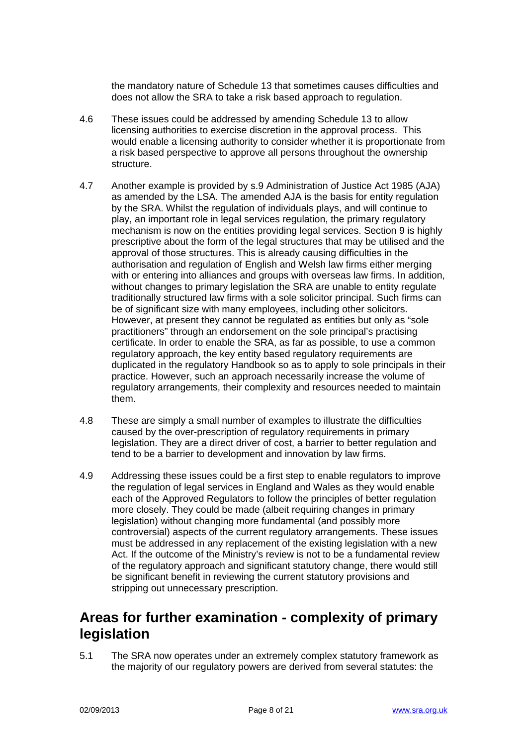the mandatory nature of Schedule 13 that sometimes causes difficulties and does not allow the SRA to take a risk based approach to regulation.

4.6 These issues could be addressed by amending Schedule 13 to allow licensing authorities to exercise discretion in the approval process. This would enable a licensing authority to consider whether it is proportionate from a risk based perspective to approve all persons throughout the ownership structure.

4.7 Another example is provided by s.9 Administration of Justice Act 1985 (AJA) as amended by the LSA. The amended AJA is the basis for entity regulation by the SRA. Whilst the regulation of individuals plays, and will continue to play, an important role in legal services regulation, the primary regulatory mechanism is now on the entities providing legal services. Section 9 is highly prescriptive about the form of the legal structures that may be utilised and the approval of those structures. This is already causing difficulties in the authorisation and regulation of English and Welsh law firms either merging with or entering into alliances and groups with overseas law firms. In addition, without changes to primary legislation the SRA are unable to entity regulate traditionally structured law firms with a sole solicitor principal. Such firms can be of significant size with many employees, including other solicitors. However, at present they cannot be regulated as entities but only as "sole practitioners" through an endorsement on the sole principal's practising certificate. In order to enable the SRA, as far as possible, to use a common regulatory approach, the key entity based regulatory requirements are duplicated in the regulatory Handbook so as to apply to sole principals in their practice. However, such an approach necessarily increase the volume of regulatory arrangements, their complexity and resources needed to maintain them.

4.8 These are simply a small number of examples to illustrate the difficulties caused by the over-prescription of regulatory requirements in primary legislation. They are a direct driver of cost, a barrier to better regulation and tend to be a barrier to development and innovation by law firms.

4.9 Addressing these issues could be a first step to enable regulators to improve the regulation of legal services in England and Wales as they would enable each of the Approved Regulators to follow the principles of better regulation more closely. They could be made (albeit requiring changes in primary legislation) without changing more fundamental (and possibly more controversial) aspects of the current regulatory arrangements. These issues must be addressed in any replacement of the existing legislation with a new Act. If the outcome of the Ministry's review is not to be a fundamental review of the regulatory approach and significant statutory change, there would still be significant benefit in reviewing the current statutory provisions and stripping out unnecessary prescription.

## Areas for further examination - complexity of primary legislation

5.1 The SRA now operates under an extremely complex statutory framework as the majority of our regulatory powers are derived from several statutes: the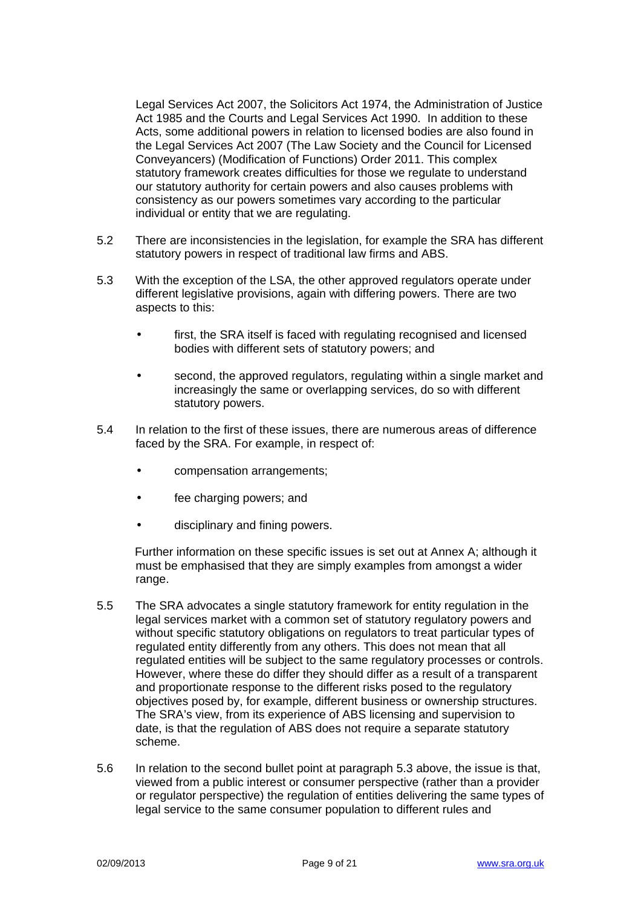Legal Services Act 2007, the Solicitors Act 1974, the Administration of Justice Act 1985 and the Courts and Legal Services Act 1990. In addition to these Acts, some additional powers in relation to licensed bodies are also found in the Legal Services Act 2007 (The Law Society and the Council for Licensed Conveyancers) (Modification of Functions) Order 2011. This complex statutory framework creates difficulties for those we regulate to understand our statutory authority for certain powers and also causes problems with consistency as our powers sometimes vary according to the particular individual or entity that we are regulating.

5.2 There are inconsistencies in the legislation, for example the SRA has different statutory powers in respect of traditional law firms and ABS.

5.3 With the exception of the LSA, the other approved regulators operate under different legislative provisions, again with differing powers. There are two aspects to this:

- first, the SRA itself is faced with regulating recognised and licensed bodies with different sets of statutory powers; and
- second, the approved regulators, regulating within a single market and increasingly the same or overlapping services, do so with different statutory powers.

5.4 In relation to the first of these issues, there are numerous areas of difference faced by the SRA. For example, in respect of:

- compensation arrangements;
- fee charging powers; and
- disciplinary and fining powers.

Further information on these specific issues is set out at Annex A; although it must be emphasised that they are simply examples from amongst a wider range.

5.5 The SRA advocates a single statutory framework for entity regulation in the legal services market with a common set of statutory regulatory powers and without specific statutory obligations on regulators to treat particular types of regulated entity differently from any others. This does not mean that all regulated entities will be subject to the same regulatory processes or controls. However, where these do differ they should differ as a result of a transparent and proportionate response to the different risks posed to the regulatory objectives posed by, for example, different business or ownership structures. The SRA's view, from its experience of ABS licensing and supervision to date, is that the regulation of ABS does not require a separate statutory scheme.

5.6 In relation to the second bullet point at paragraph 5.3 above, the issue is that, viewed from a public interest or consumer perspective (rather than a provider or regulator perspective) the regulation of entities delivering the same types of legal service to the same consumer population to different rules and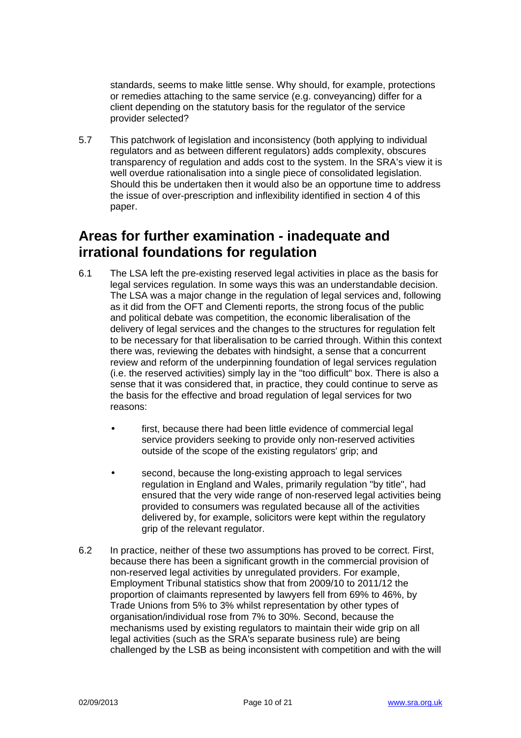standards, seems to make little sense. Why should, for example, protections or remedies attaching to the same service (e.g. conveyancing) differ for a client depending on the statutory basis for the regulator of the service provider selected?

5.7 This patchwork of legislation and inconsistency (both applying to individual regulators and as between different regulators) adds complexity, obscures transparency of regulation and adds cost to the system. In the SRA's view it is well overdue rationalisation into a single piece of consolidated legislation. Should this be undertaken then it would also be an opportune time to address the issue of over-prescription and inflexibility identified in section 4 of this paper.

## Areas for further examination - inadequate and irrational foundations for regulation

6.1 The LSA left the pre-existing reserved legal activities in place as the basis for legal services regulation. In some ways this was an understandable decision. The LSA was a major change in the regulation of legal services and, following as it did from the OFT and Clementi reports, the strong focus of the public and political debate was competition, the economic liberalisation of the delivery of legal services and the changes to the structures for regulation felt to be necessary for that liberalisation to be carried through. Within this context there was, reviewing the debates with hindsight, a sense that a concurrent review and reform of the underpinning foundation of legal services regulation (i.e. the reserved activities) simply lay in the "too difficult" box. There is also a sense that it was considered that, in practice, they could continue to serve as the basis for the effective and broad regulation of legal services for two reasons:

- first, because there had been little evidence of commercial legal service providers seeking to provide only non-reserved activities outside of the scope of the existing regulators' grip; and
- second, because the long-existing approach to legal services regulation in England and Wales, primarily regulation "by title", had ensured that the very wide range of non-reserved legal activities being provided to consumers was regulated because all of the activities delivered by, for example, solicitors were kept within the regulatory grip of the relevant regulator.

6.2 In practice, neither of these two assumptions has proved to be correct. First, because there has been a significant growth in the commercial provision of non-reserved legal activities by unregulated providers. For example, Employment Tribunal statistics show that from 2009/10 to 2011/12 the proportion of claimants represented by lawyers fell from 69% to 46%, by Trade Unions from 5% to 3% whilst representation by other types of organisation/individual rose from 7% to 30%. Second, because the mechanisms used by existing regulators to maintain their wide grip on all legal activities (such as the SRA's separate business rule) are being challenged by the LSB as being inconsistent with competition and with the will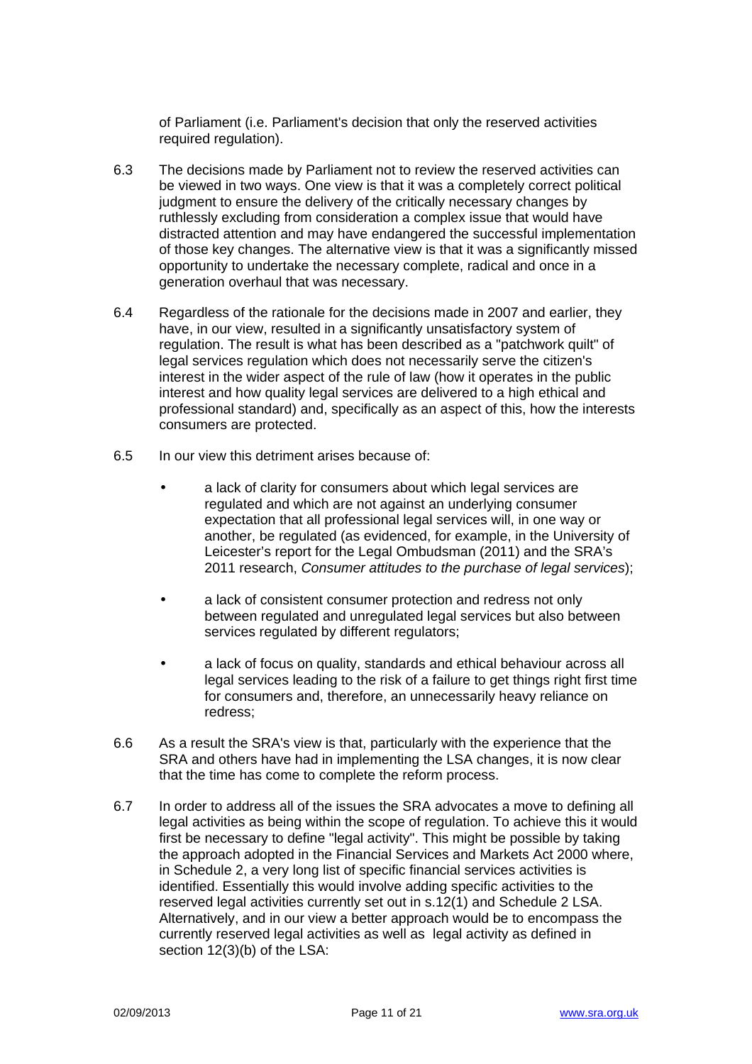of Parliament (i.e. Parliament's decision that only the reserved activities required regulation).

6.3 The decisions made by Parliament not to review the reserved activities can be viewed in two ways. One view is that it was a completely correct political judgment to ensure the delivery of the critically necessary changes by ruthlessly excluding from consideration a complex issue that would have distracted attention and may have endangered the successful implementation of those key changes. The alternative view is that it was a significantly missed opportunity to undertake the necessary complete, radical and once in a generation overhaul that was necessary.

6.4 Regardless of the rationale for the decisions made in 2007 and earlier, they have, in our view, resulted in a significantly unsatisfactory system of regulation. The result is what has been described as a "patchwork quilt" of legal services regulation which does not necessarily serve the citizen's interest in the wider aspect of the rule of law (how it operates in the public interest and how quality legal services are delivered to a high ethical and professional standard) and, specifically as an aspect of this, how the interests consumers are protected.

6.5 In our view this detriment arises because of:

- a lack of clarity for consumers about which legal services are regulated and which are not against an underlying consumer expectation that all professional legal services will, in one way or another, be regulated (as evidenced, for example, in the University of Leicester's report for the Legal Ombudsman (2011) and the SRA's 2011 research, *Consumer attitudes to the purchase of legal services*);

- a lack of consistent consumer protection and redress not only between regulated and unregulated legal services but also between services regulated by different regulators;

- a lack of focus on quality, standards and ethical behaviour across all legal services leading to the risk of a failure to get things right first time for consumers and, therefore, an unnecessarily heavy reliance on redress;

6.6 As a result the SRA's view is that, particularly with the experience that the SRA and others have had in implementing the LSA changes, it is now clear that the time has come to complete the reform process.

6.7 In order to address all of the issues the SRA advocates a move to defining all legal activities as being within the scope of regulation. To achieve this it would first be necessary to define "legal activity". This might be possible by taking the approach adopted in the Financial Services and Markets Act 2000 where, in Schedule 2, a very long list of specific financial services activities is identified. Essentially this would involve adding specific activities to the reserved legal activities currently set out in s.12(1) and Schedule 2 LSA. Alternatively, and in our view a better approach would be to encompass the currently reserved legal activities as well as legal activity as defined in section 12(3)(b) of the LSA: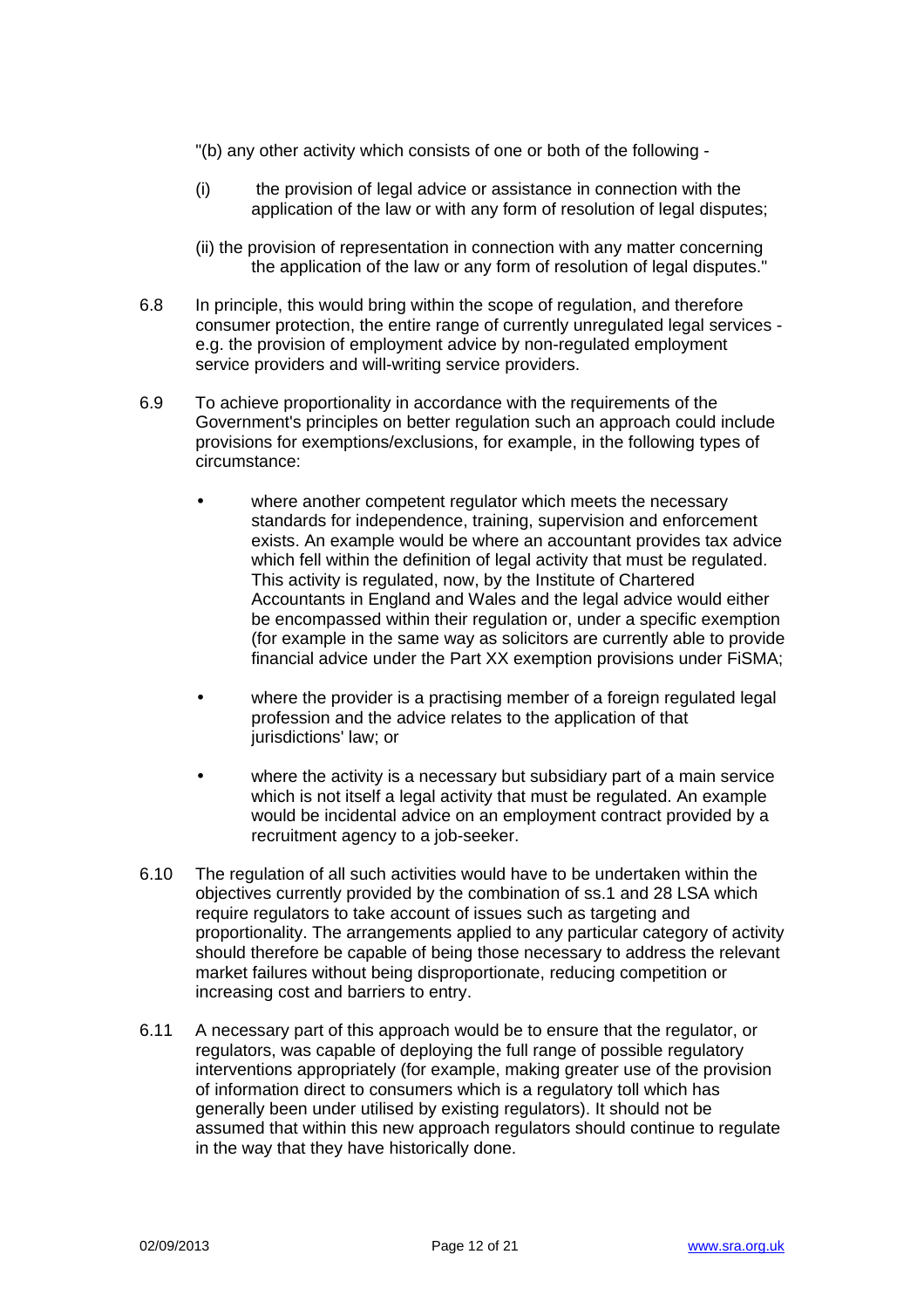"(b) any other activity which consists of one or both of the following -

(i) the provision of legal advice or assistance in connection with the application of the law or with any form of resolution of legal disputes;

(ii) the provision of representation in connection with any matter concerning the application of the law or any form of resolution of legal disputes."

6.8 In principle, this would bring within the scope of regulation, and therefore consumer protection, the entire range of currently unregulated legal services - e.g. the provision of employment advice by non-regulated employment service providers and will-writing service providers.

6.9 To achieve proportionality in accordance with the requirements of the Government's principles on better regulation such an approach could include provisions for exemptions/exclusions, for example, in the following types of circumstance:

- where another competent regulator which meets the necessary standards for independence, training, supervision and enforcement exists. An example would be where an accountant provides tax advice which fell within the definition of legal activity that must be regulated. This activity is regulated, now, by the Institute of Chartered Accountants in England and Wales and the legal advice would either be encompassed within their regulation or, under a specific exemption (for example in the same way as solicitors are currently able to provide financial advice under the Part XX exemption provisions under FiSMA;
- where the provider is a practising member of a foreign regulated legal profession and the advice relates to the application of that jurisdictions' law; or
- where the activity is a necessary but subsidiary part of a main service which is not itself a legal activity that must be regulated. An example would be incidental advice on an employment contract provided by a recruitment agency to a job-seeker.

6.10 The regulation of all such activities would have to be undertaken within the objectives currently provided by the combination of ss.1 and 28 LSA which require regulators to take account of issues such as targeting and proportionality. The arrangements applied to any particular category of activity should therefore be capable of being those necessary to address the relevant market failures without being disproportionate, reducing competition or increasing cost and barriers to entry.

6.11 A necessary part of this approach would be to ensure that the regulator, or regulators, was capable of deploying the full range of possible regulatory interventions appropriately (for example, making greater use of the provision of information direct to consumers which is a regulatory toll which has generally been under utilised by existing regulators). It should not be assumed that within this new approach regulators should continue to regulate in the way that they have historically done.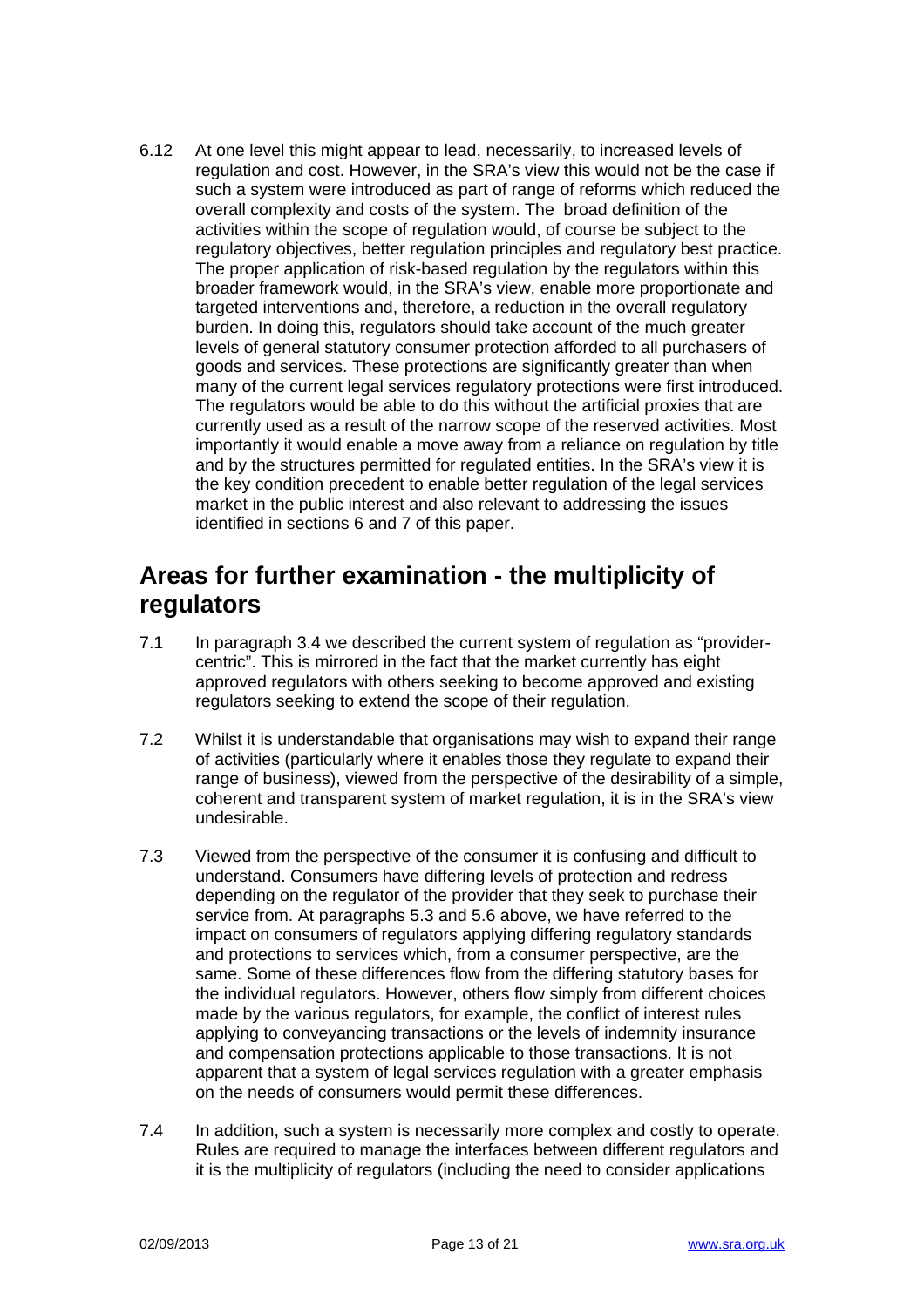6.12 At one level this might appear to lead, necessarily, to increased levels of regulation and cost. However, in the SRA's view this would not be the case if such a system were introduced as part of range of reforms which reduced the overall complexity and costs of the system. The broad definition of the activities within the scope of regulation would, of course be subject to the regulatory objectives, better regulation principles and regulatory best practice. The proper application of risk-based regulation by the regulators within this broader framework would, in the SRA's view, enable more proportionate and targeted interventions and, therefore, a reduction in the overall regulatory burden. In doing this, regulators should take account of the much greater levels of general statutory consumer protection afforded to all purchasers of goods and services. These protections are significantly greater than when many of the current legal services regulatory protections were first introduced. The regulators would be able to do this without the artificial proxies that are currently used as a result of the narrow scope of the reserved activities. Most importantly it would enable a move away from a reliance on regulation by title and by the structures permitted for regulated entities. In the SRA's view it is the key condition precedent to enable better regulation of the legal services market in the public interest and also relevant to addressing the issues identified in sections 6 and 7 of this paper.

## Areas for further examination - the multiplicity of regulators

7.1 In paragraph 3.4 we described the current system of regulation as "provider-centric". This is mirrored in the fact that the market currently has eight approved regulators with others seeking to become approved and existing regulators seeking to extend the scope of their regulation.

7.2 Whilst it is understandable that organisations may wish to expand their range of activities (particularly where it enables those they regulate to expand their range of business), viewed from the perspective of the desirability of a simple, coherent and transparent system of market regulation, it is in the SRA's view undesirable.

7.3 Viewed from the perspective of the consumer it is confusing and difficult to understand. Consumers have differing levels of protection and redress depending on the regulator of the provider that they seek to purchase their service from. At paragraphs 5.3 and 5.6 above, we have referred to the impact on consumers of regulators applying differing regulatory standards and protections to services which, from a consumer perspective, are the same. Some of these differences flow from the differing statutory bases for the individual regulators. However, others flow simply from different choices made by the various regulators, for example, the conflict of interest rules applying to conveyancing transactions or the levels of indemnity insurance and compensation protections applicable to those transactions. It is not apparent that a system of legal services regulation with a greater emphasis on the needs of consumers would permit these differences.

7.4 In addition, such a system is necessarily more complex and costly to operate. Rules are required to manage the interfaces between different regulators and it is the multiplicity of regulators (including the need to consider applications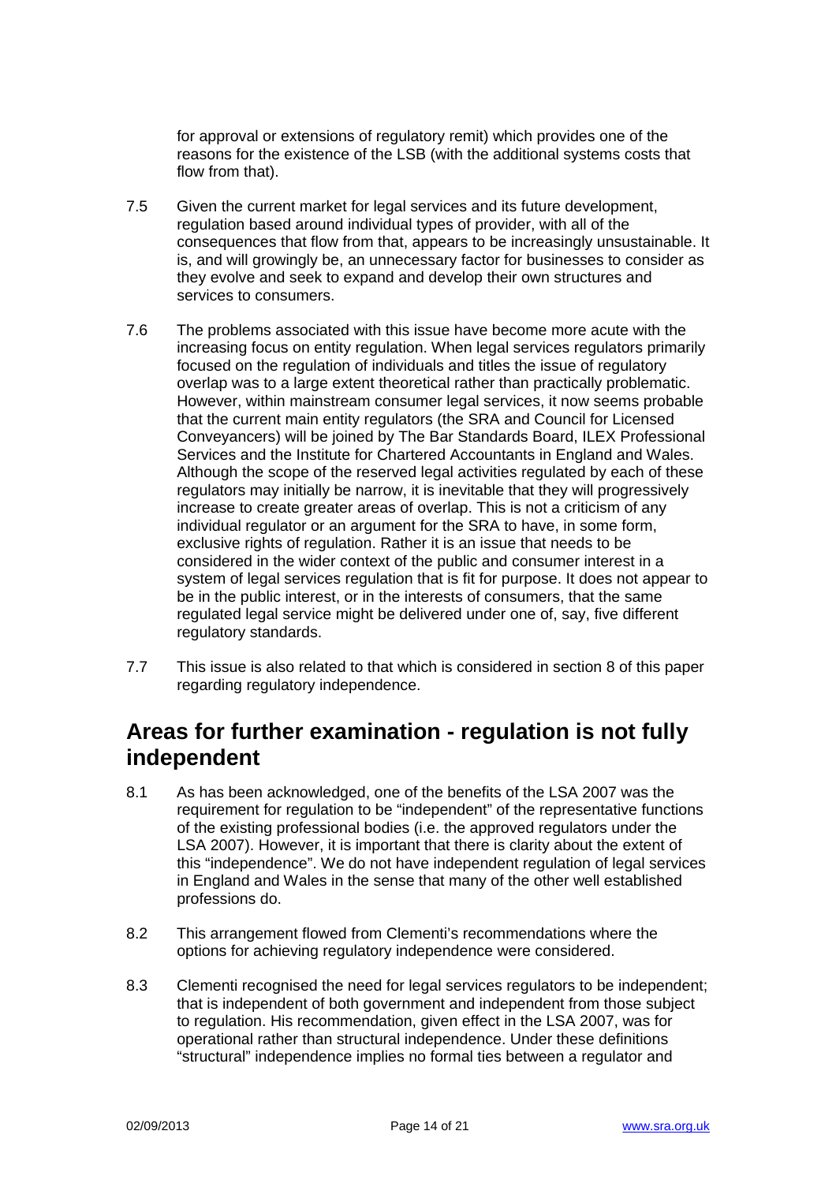for approval or extensions of regulatory remit) which provides one of the reasons for the existence of the LSB (with the additional systems costs that flow from that).

7.5 Given the current market for legal services and its future development, regulation based around individual types of provider, with all of the consequences that flow from that, appears to be increasingly unsustainable. It is, and will growingly be, an unnecessary factor for businesses to consider as they evolve and seek to expand and develop their own structures and services to consumers.

7.6 The problems associated with this issue have become more acute with the increasing focus on entity regulation. When legal services regulators primarily focused on the regulation of individuals and titles the issue of regulatory overlap was to a large extent theoretical rather than practically problematic. However, within mainstream consumer legal services, it now seems probable that the current main entity regulators (the SRA and Council for Licensed Conveyancers) will be joined by The Bar Standards Board, ILEX Professional Services and the Institute for Chartered Accountants in England and Wales. Although the scope of the reserved legal activities regulated by each of these regulators may initially be narrow, it is inevitable that they will progressively increase to create greater areas of overlap. This is not a criticism of any individual regulator or an argument for the SRA to have, in some form, exclusive rights of regulation. Rather it is an issue that needs to be considered in the wider context of the public and consumer interest in a system of legal services regulation that is fit for purpose. It does not appear to be in the public interest, or in the interests of consumers, that the same regulated legal service might be delivered under one of, say, five different regulatory standards.

7.7 This issue is also related to that which is considered in section 8 of this paper regarding regulatory independence.

## Areas for further examination - regulation is not fully independent

8.1 As has been acknowledged, one of the benefits of the LSA 2007 was the requirement for regulation to be "independent" of the representative functions of the existing professional bodies (i.e. the approved regulators under the LSA 2007). However, it is important that there is clarity about the extent of this "independence". We do not have independent regulation of legal services in England and Wales in the sense that many of the other well established professions do.

8.2 This arrangement flowed from Clementi's recommendations where the options for achieving regulatory independence were considered.

8.3 Clementi recognised the need for legal services regulators to be independent; that is independent of both government and independent from those subject to regulation. His recommendation, given effect in the LSA 2007, was for operational rather than structural independence. Under these definitions "structural" independence implies no formal ties between a regulator and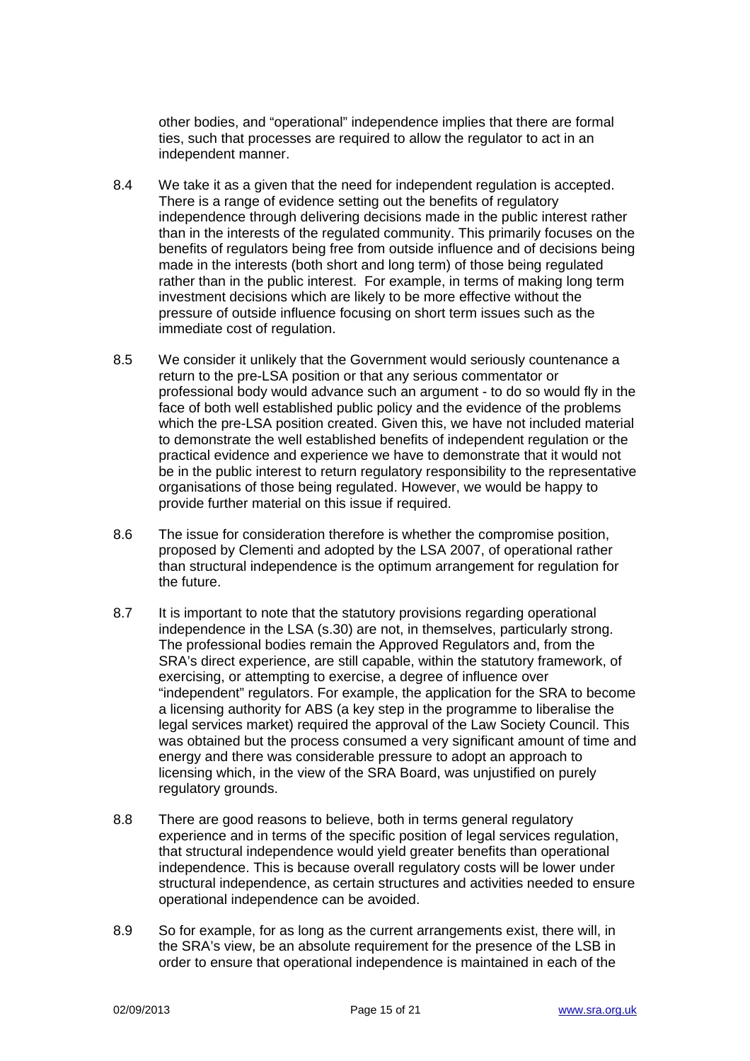other bodies, and "operational" independence implies that there are formal ties, such that processes are required to allow the regulator to act in an independent manner.

8.4 We take it as a given that the need for independent regulation is accepted. There is a range of evidence setting out the benefits of regulatory independence through delivering decisions made in the public interest rather than in the interests of the regulated community. This primarily focuses on the benefits of regulators being free from outside influence and of decisions being made in the interests (both short and long term) of those being regulated rather than in the public interest. For example, in terms of making long term investment decisions which are likely to be more effective without the pressure of outside influence focusing on short term issues such as the immediate cost of regulation.

8.5 We consider it unlikely that the Government would seriously countenance a return to the pre-LSA position or that any serious commentator or professional body would advance such an argument - to do so would fly in the face of both well established public policy and the evidence of the problems which the pre-LSA position created. Given this, we have not included material to demonstrate the well established benefits of independent regulation or the practical evidence and experience we have to demonstrate that it would not be in the public interest to return regulatory responsibility to the representative organisations of those being regulated. However, we would be happy to provide further material on this issue if required.

8.6 The issue for consideration therefore is whether the compromise position, proposed by Clementi and adopted by the LSA 2007, of operational rather than structural independence is the optimum arrangement for regulation for the future.

8.7 It is important to note that the statutory provisions regarding operational independence in the LSA (s.30) are not, in themselves, particularly strong. The professional bodies remain the Approved Regulators and, from the SRA's direct experience, are still capable, within the statutory framework, of exercising, or attempting to exercise, a degree of influence over "independent" regulators. For example, the application for the SRA to become a licensing authority for ABS (a key step in the programme to liberalise the legal services market) required the approval of the Law Society Council. This was obtained but the process consumed a very significant amount of time and energy and there was considerable pressure to adopt an approach to licensing which, in the view of the SRA Board, was unjustified on purely regulatory grounds.

8.8 There are good reasons to believe, both in terms general regulatory experience and in terms of the specific position of legal services regulation, that structural independence would yield greater benefits than operational independence. This is because overall regulatory costs will be lower under structural independence, as certain structures and activities needed to ensure operational independence can be avoided.

8.9 So for example, for as long as the current arrangements exist, there will, in the SRA's view, be an absolute requirement for the presence of the LSB in order to ensure that operational independence is maintained in each of the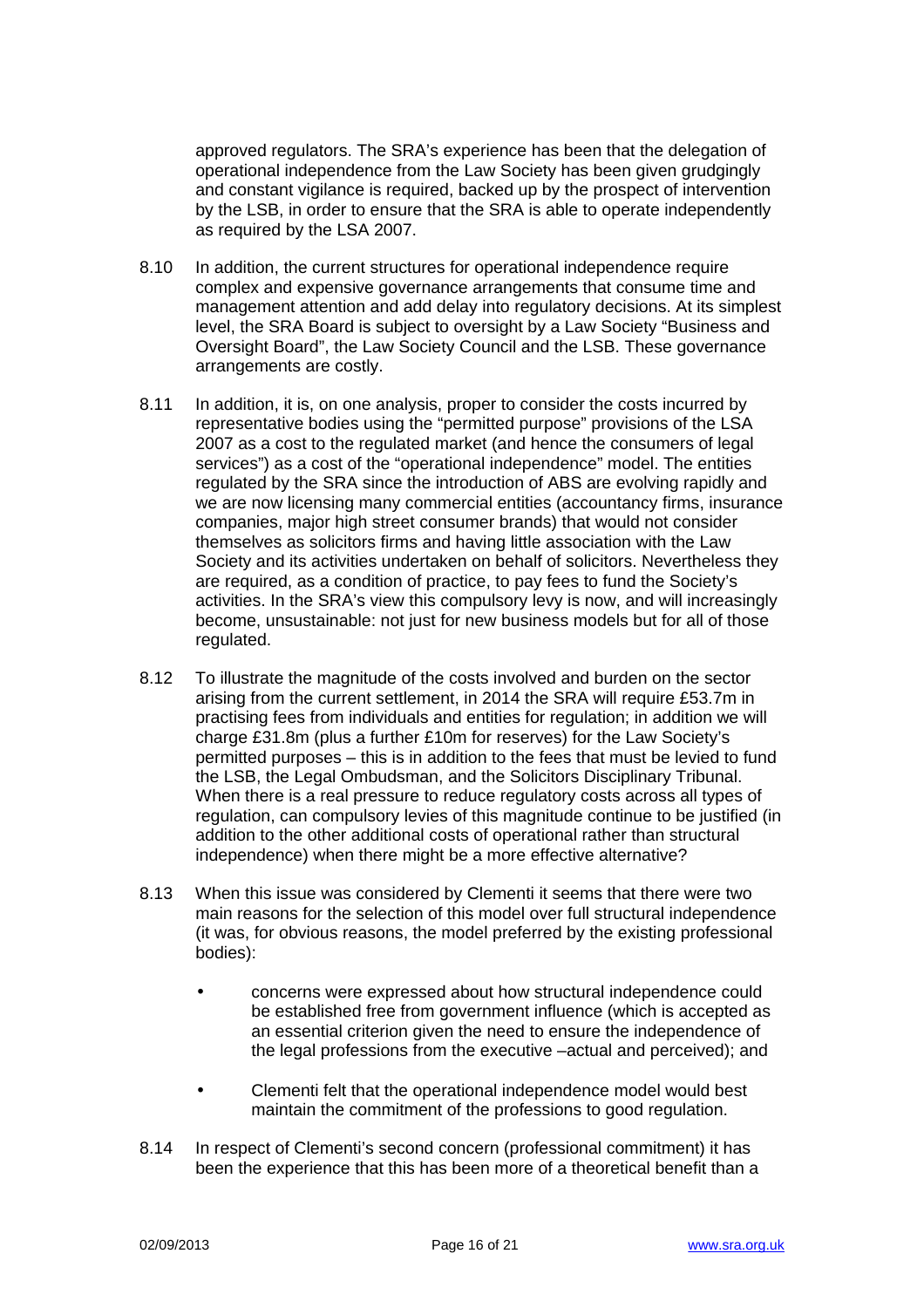approved regulators. The SRA's experience has been that the delegation of operational independence from the Law Society has been given grudgingly and constant vigilance is required, backed up by the prospect of intervention by the LSB, in order to ensure that the SRA is able to operate independently as required by the LSA 2007.

8.10 In addition, the current structures for operational independence require complex and expensive governance arrangements that consume time and management attention and add delay into regulatory decisions. At its simplest level, the SRA Board is subject to oversight by a Law Society "Business and Oversight Board", the Law Society Council and the LSB. These governance arrangements are costly.

8.11 In addition, it is, on one analysis, proper to consider the costs incurred by representative bodies using the "permitted purpose" provisions of the LSA 2007 as a cost to the regulated market (and hence the consumers of legal services") as a cost of the "operational independence" model. The entities regulated by the SRA since the introduction of ABS are evolving rapidly and we are now licensing many commercial entities (accountancy firms, insurance companies, major high street consumer brands) that would not consider themselves as solicitors firms and having little association with the Law Society and its activities undertaken on behalf of solicitors. Nevertheless they are required, as a condition of practice, to pay fees to fund the Society's activities. In the SRA's view this compulsory levy is now, and will increasingly become, unsustainable: not just for new business models but for all of those regulated.

8.12 To illustrate the magnitude of the costs involved and burden on the sector arising from the current settlement, in 2014 the SRA will require £53.7m in practising fees from individuals and entities for regulation; in addition we will charge £31.8m (plus a further £10m for reserves) for the Law Society's permitted purposes – this is in addition to the fees that must be levied to fund the LSB, the Legal Ombudsman, and the Solicitors Disciplinary Tribunal. When there is a real pressure to reduce regulatory costs across all types of regulation, can compulsory levies of this magnitude continue to be justified (in addition to the other additional costs of operational rather than structural independence) when there might be a more effective alternative?

8.13 When this issue was considered by Clementi it seems that there were two main reasons for the selection of this model over full structural independence (it was, for obvious reasons, the model preferred by the existing professional bodies):

- concerns were expressed about how structural independence could be established free from government influence (which is accepted as an essential criterion given the need to ensure the independence of the legal professions from the executive –actual and perceived); and
- Clementi felt that the operational independence model would best maintain the commitment of the professions to good regulation.

8.14 In respect of Clementi's second concern (professional commitment) it has been the experience that this has been more of a theoretical benefit than a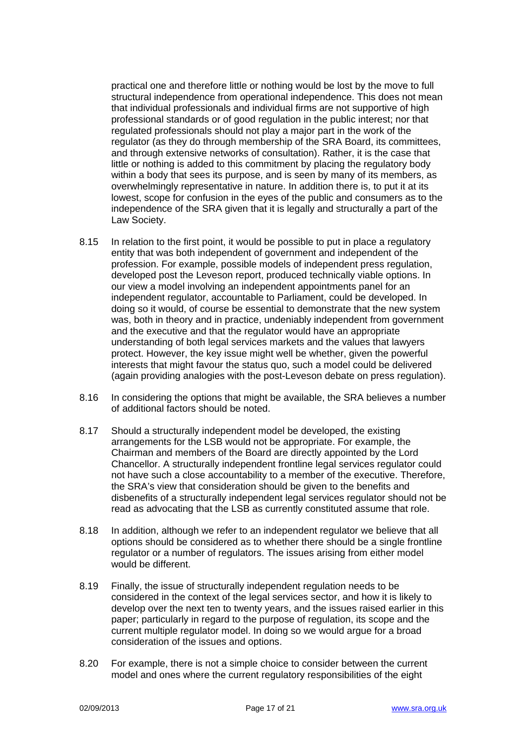practical one and therefore little or nothing would be lost by the move to full structural independence from operational independence. This does not mean that individual professionals and individual firms are not supportive of high professional standards or of good regulation in the public interest; nor that regulated professionals should not play a major part in the work of the regulator (as they do through membership of the SRA Board, its committees, and through extensive networks of consultation). Rather, it is the case that little or nothing is added to this commitment by placing the regulatory body within a body that sees its purpose, and is seen by many of its members, as overwhelmingly representative in nature. In addition there is, to put it at its lowest, scope for confusion in the eyes of the public and consumers as to the independence of the SRA given that it is legally and structurally a part of the Law Society.

8.15 In relation to the first point, it would be possible to put in place a regulatory entity that was both independent of government and independent of the profession. For example, possible models of independent press regulation, developed post the Leveson report, produced technically viable options. In our view a model involving an independent appointments panel for an independent regulator, accountable to Parliament, could be developed. In doing so it would, of course be essential to demonstrate that the new system was, both in theory and in practice, undeniably independent from government and the executive and that the regulator would have an appropriate understanding of both legal services markets and the values that lawyers protect. However, the key issue might well be whether, given the powerful interests that might favour the status quo, such a model could be delivered (again providing analogies with the post-Leveson debate on press regulation).

8.16 In considering the options that might be available, the SRA believes a number of additional factors should be noted.

8.17 Should a structurally independent model be developed, the existing arrangements for the LSB would not be appropriate. For example, the Chairman and members of the Board are directly appointed by the Lord Chancellor. A structurally independent frontline legal services regulator could not have such a close accountability to a member of the executive. Therefore, the SRA's view that consideration should be given to the benefits and disbenefits of a structurally independent legal services regulator should not be read as advocating that the LSB as currently constituted assume that role.

8.18 In addition, although we refer to an independent regulator we believe that all options should be considered as to whether there should be a single frontline regulator or a number of regulators. The issues arising from either model would be different.

8.19 Finally, the issue of structurally independent regulation needs to be considered in the context of the legal services sector, and how it is likely to develop over the next ten to twenty years, and the issues raised earlier in this paper; particularly in regard to the purpose of regulation, its scope and the current multiple regulator model. In doing so we would argue for a broad consideration of the issues and options.

8.20 For example, there is not a simple choice to consider between the current model and ones where the current regulatory responsibilities of the eight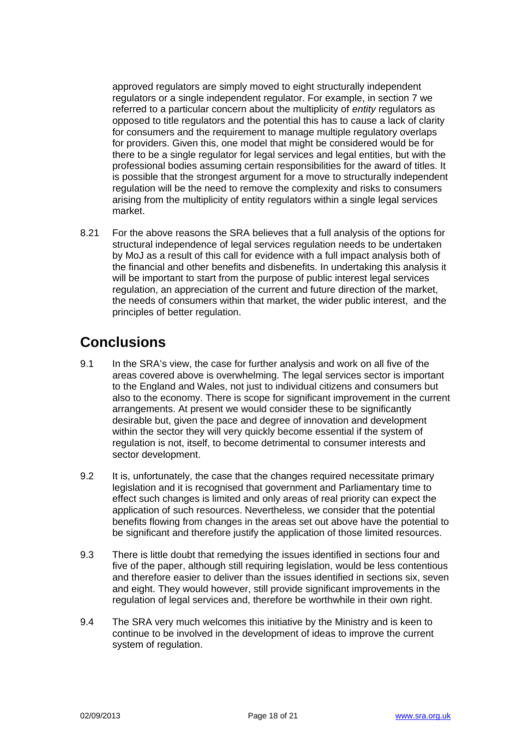approved regulators are simply moved to eight structurally independent regulators or a single independent regulator. For example, in section 7 we referred to a particular concern about the multiplicity of *entity* regulators as opposed to title regulators and the potential this has to cause a lack of clarity for consumers and the requirement to manage multiple regulatory overlaps for providers. Given this, one model that might be considered would be for there to be a single regulator for legal services and legal entities, but with the professional bodies assuming certain responsibilities for the award of titles. It is possible that the strongest argument for a move to structurally independent regulation will be the need to remove the complexity and risks to consumers arising from the multiplicity of entity regulators within a single legal services market.

8.21 For the above reasons the SRA believes that a full analysis of the options for structural independence of legal services regulation needs to be undertaken by MoJ as a result of this call for evidence with a full impact analysis both of the financial and other benefits and disbenefits. In undertaking this analysis it will be important to start from the purpose of public interest legal services regulation, an appreciation of the current and future direction of the market, the needs of consumers within that market, the wider public interest, and the principles of better regulation.

## Conclusions

9.1 In the SRA's view, the case for further analysis and work on all five of the areas covered above is overwhelming. The legal services sector is important to the England and Wales, not just to individual citizens and consumers but also to the economy. There is scope for significant improvement in the current arrangements. At present we would consider these to be significantly desirable but, given the pace and degree of innovation and development within the sector they will very quickly become essential if the system of regulation is not, itself, to become detrimental to consumer interests and sector development.

9.2 It is, unfortunately, the case that the changes required necessitate primary legislation and it is recognised that government and Parliamentary time to effect such changes is limited and only areas of real priority can expect the application of such resources. Nevertheless, we consider that the potential benefits flowing from changes in the areas set out above have the potential to be significant and therefore justify the application of those limited resources.

9.3 There is little doubt that remedying the issues identified in sections four and five of the paper, although still requiring legislation, would be less contentious and therefore easier to deliver than the issues identified in sections six, seven and eight. They would however, still provide significant improvements in the regulation of legal services and, therefore be worthwhile in their own right.

9.4 The SRA very much welcomes this initiative by the Ministry and is keen to continue to be involved in the development of ideas to improve the current system of regulation.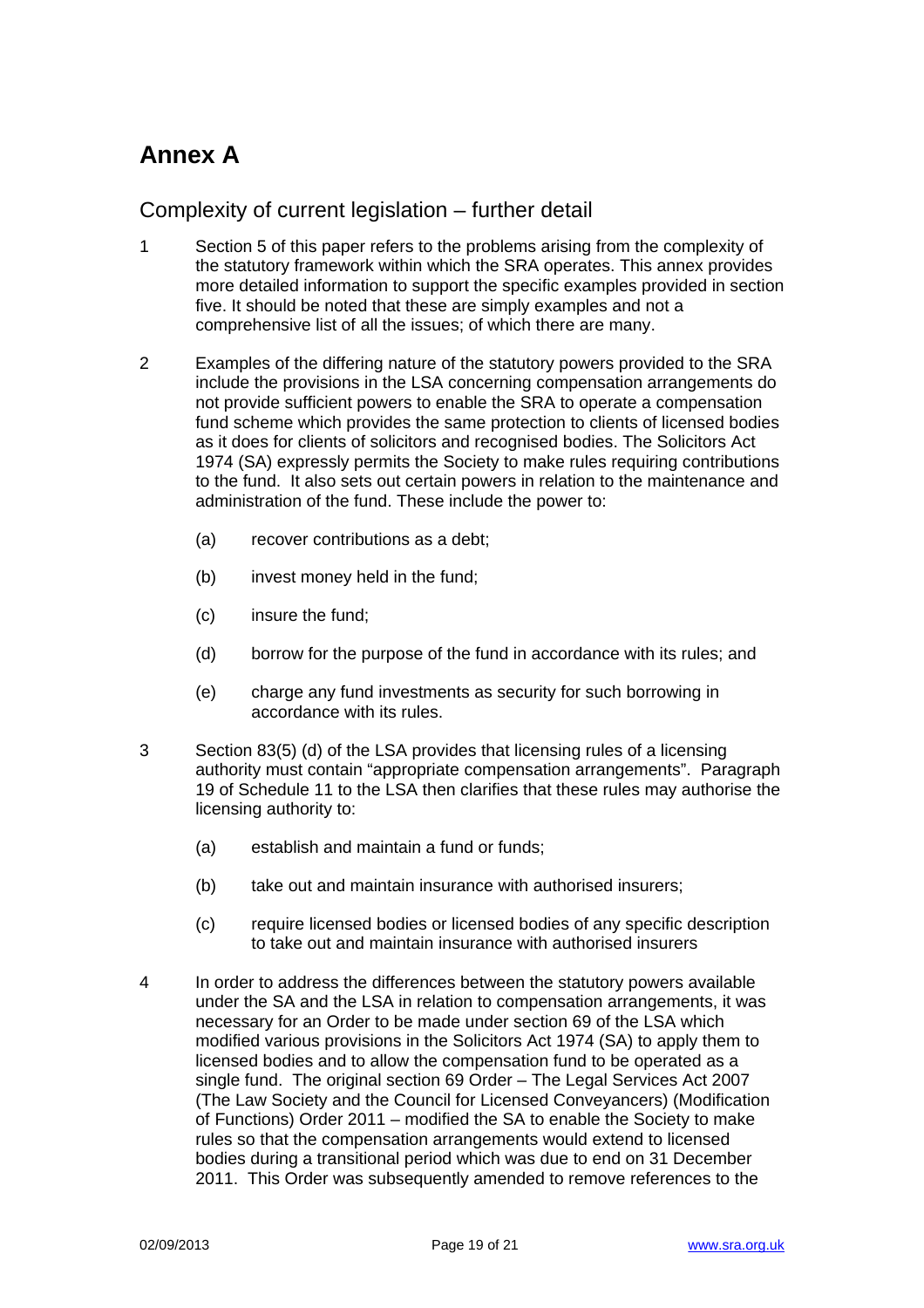# Annex A

## Complexity of current legislation – further detail

1 Section 5 of this paper refers to the problems arising from the complexity of the statutory framework within which the SRA operates. This annex provides more detailed information to support the specific examples provided in section five. It should be noted that these are simply examples and not a comprehensive list of all the issues; of which there are many.

2 Examples of the differing nature of the statutory powers provided to the SRA include the provisions in the LSA concerning compensation arrangements do not provide sufficient powers to enable the SRA to operate a compensation fund scheme which provides the same protection to clients of licensed bodies as it does for clients of solicitors and recognised bodies. The Solicitors Act 1974 (SA) expressly permits the Society to make rules requiring contributions to the fund. It also sets out certain powers in relation to the maintenance and administration of the fund. These include the power to:

   (a) recover contributions as a debt;

   (b) invest money held in the fund;

   (c) insure the fund;

   (d) borrow for the purpose of the fund in accordance with its rules; and

   (e) charge any fund investments as security for such borrowing in accordance with its rules.

3 Section 83(5) (d) of the LSA provides that licensing rules of a licensing authority must contain "appropriate compensation arrangements". Paragraph 19 of Schedule 11 to the LSA then clarifies that these rules may authorise the licensing authority to:

   (a) establish and maintain a fund or funds;

   (b) take out and maintain insurance with authorised insurers;

   (c) require licensed bodies or licensed bodies of any specific description to take out and maintain insurance with authorised insurers

4 In order to address the differences between the statutory powers available under the SA and the LSA in relation to compensation arrangements, it was necessary for an Order to be made under section 69 of the LSA which modified various provisions in the Solicitors Act 1974 (SA) to apply them to licensed bodies and to allow the compensation fund to be operated as a single fund. The original section 69 Order – The Legal Services Act 2007 (The Law Society and the Council for Licensed Conveyancers) (Modification of Functions) Order 2011 – modified the SA to enable the Society to make rules so that the compensation arrangements would extend to licensed bodies during a transitional period which was due to end on 31 December 2011. This Order was subsequently amended to remove references to the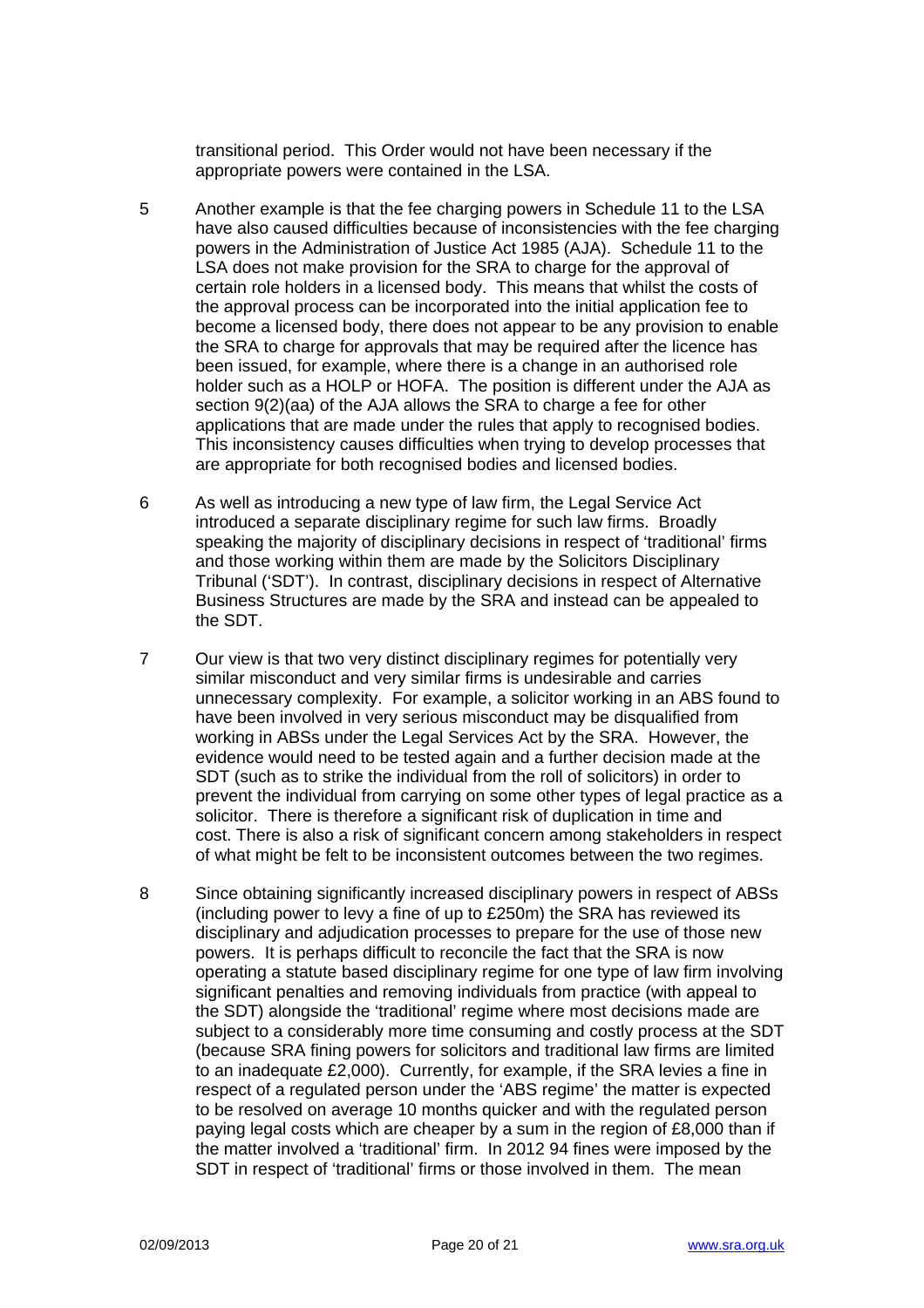transitional period. This Order would not have been necessary if the appropriate powers were contained in the LSA.

5 Another example is that the fee charging powers in Schedule 11 to the LSA have also caused difficulties because of inconsistencies with the fee charging powers in the Administration of Justice Act 1985 (AJA). Schedule 11 to the LSA does not make provision for the SRA to charge for the approval of certain role holders in a licensed body. This means that whilst the costs of the approval process can be incorporated into the initial application fee to become a licensed body, there does not appear to be any provision to enable the SRA to charge for approvals that may be required after the licence has been issued, for example, where there is a change in an authorised role holder such as a HOLP or HOFA. The position is different under the AJA as section 9(2)(aa) of the AJA allows the SRA to charge a fee for other applications that are made under the rules that apply to recognised bodies. This inconsistency causes difficulties when trying to develop processes that are appropriate for both recognised bodies and licensed bodies.

6 As well as introducing a new type of law firm, the Legal Service Act introduced a separate disciplinary regime for such law firms. Broadly speaking the majority of disciplinary decisions in respect of 'traditional' firms and those working within them are made by the Solicitors Disciplinary Tribunal ('SDT'). In contrast, disciplinary decisions in respect of Alternative Business Structures are made by the SRA and instead can be appealed to the SDT.

7 Our view is that two very distinct disciplinary regimes for potentially very similar misconduct and very similar firms is undesirable and carries unnecessary complexity. For example, a solicitor working in an ABS found to have been involved in very serious misconduct may be disqualified from working in ABSs under the Legal Services Act by the SRA. However, the evidence would need to be tested again and a further decision made at the SDT (such as to strike the individual from the roll of solicitors) in order to prevent the individual from carrying on some other types of legal practice as a solicitor. There is therefore a significant risk of duplication in time and cost. There is also a risk of significant concern among stakeholders in respect of what might be felt to be inconsistent outcomes between the two regimes.

8 Since obtaining significantly increased disciplinary powers in respect of ABSs (including power to levy a fine of up to £250m) the SRA has reviewed its disciplinary and adjudication processes to prepare for the use of those new powers. It is perhaps difficult to reconcile the fact that the SRA is now operating a statute based disciplinary regime for one type of law firm involving significant penalties and removing individuals from practice (with appeal to the SDT) alongside the 'traditional' regime where most decisions made are subject to a considerably more time consuming and costly process at the SDT (because SRA fining powers for solicitors and traditional law firms are limited to an inadequate £2,000). Currently, for example, if the SRA levies a fine in respect of a regulated person under the 'ABS regime' the matter is expected to be resolved on average 10 months quicker and with the regulated person paying legal costs which are cheaper by a sum in the region of £8,000 than if the matter involved a 'traditional' firm. In 2012 94 fines were imposed by the SDT in respect of 'traditional' firms or those involved in them. The mean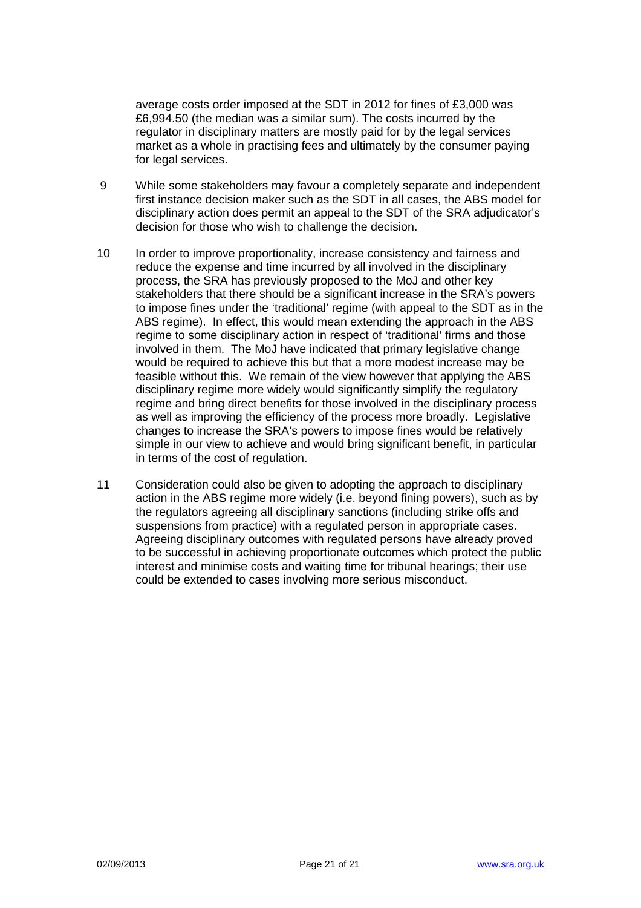average costs order imposed at the SDT in 2012 for fines of £3,000 was £6,994.50 (the median was a similar sum). The costs incurred by the regulator in disciplinary matters are mostly paid for by the legal services market as a whole in practising fees and ultimately by the consumer paying for legal services.

9 While some stakeholders may favour a completely separate and independent first instance decision maker such as the SDT in all cases, the ABS model for disciplinary action does permit an appeal to the SDT of the SRA adjudicator's decision for those who wish to challenge the decision.

10 In order to improve proportionality, increase consistency and fairness and reduce the expense and time incurred by all involved in the disciplinary process, the SRA has previously proposed to the MoJ and other key stakeholders that there should be a significant increase in the SRA's powers to impose fines under the 'traditional' regime (with appeal to the SDT as in the ABS regime). In effect, this would mean extending the approach in the ABS regime to some disciplinary action in respect of 'traditional' firms and those involved in them. The MoJ have indicated that primary legislative change would be required to achieve this but that a more modest increase may be feasible without this. We remain of the view however that applying the ABS disciplinary regime more widely would significantly simplify the regulatory regime and bring direct benefits for those involved in the disciplinary process as well as improving the efficiency of the process more broadly. Legislative changes to increase the SRA's powers to impose fines would be relatively simple in our view to achieve and would bring significant benefit, in particular in terms of the cost of regulation.

11 Consideration could also be given to adopting the approach to disciplinary action in the ABS regime more widely (i.e. beyond fining powers), such as by the regulators agreeing all disciplinary sanctions (including strike offs and suspensions from practice) with a regulated person in appropriate cases. Agreeing disciplinary outcomes with regulated persons have already proved to be successful in achieving proportionate outcomes which protect the public interest and minimise costs and waiting time for tribunal hearings; their use could be extended to cases involving more serious misconduct.